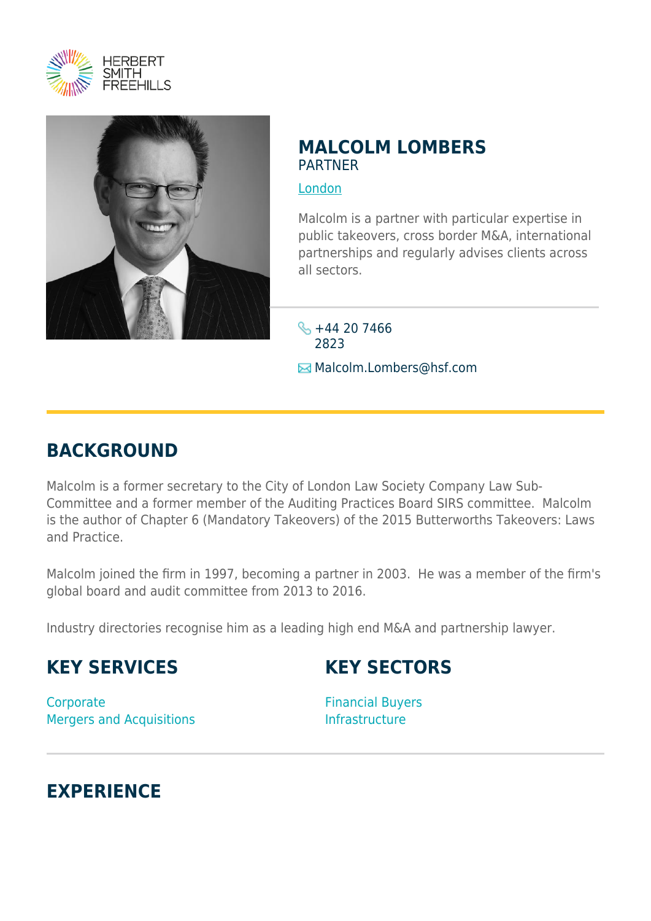HERBERT SMITH FREEHILLS

# MALCOLM LOMBERS

PARTNER

London

Malcolm is a partner with particular expertise in public takeovers, cross border M&A, international partnerships and regularly advises clients across all sectors.

+44 20 7466 2823

Malcolm.Lombers@hsf.com

## BACKGROUND

Malcolm is a former secretary to the City of London Law Society Company Law Sub-Committee and a former member of the Auditing Practices Board SIRS committee. Malcolm is the author of Chapter 6 (Mandatory Takeovers) of the 2015 Butterworths Takeovers: Laws and Practice.

Malcolm joined the firm in 1997, becoming a partner in 2003. He was a member of the firm's global board and audit committee from 2013 to 2016.

Industry directories recognise him as a leading high end M&A and partnership lawyer.

## KEY SERVICES

Corporate
Mergers and Acquisitions

## KEY SECTORS

Financial Buyers
Infrastructure

## EXPERIENCE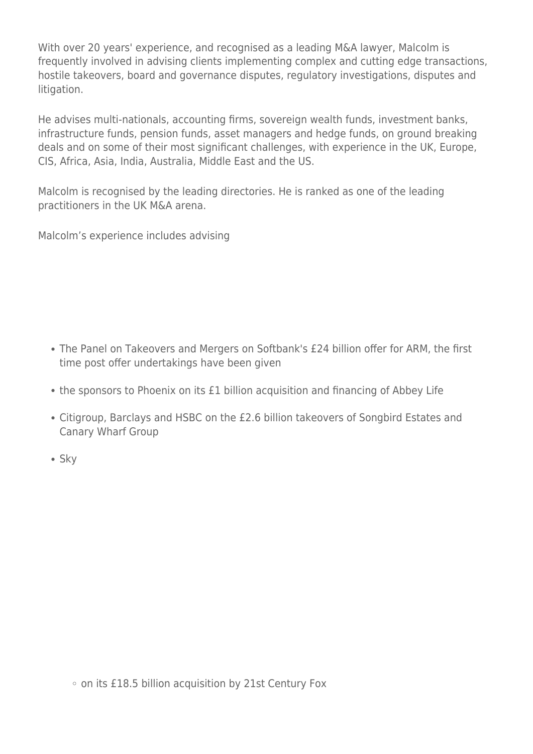With over 20 years' experience, and recognised as a leading M&A lawyer, Malcolm is frequently involved in advising clients implementing complex and cutting edge transactions, hostile takeovers, board and governance disputes, regulatory investigations, disputes and litigation.

He advises multi-nationals, accounting firms, sovereign wealth funds, investment banks, infrastructure funds, pension funds, asset managers and hedge funds, on ground breaking deals and on some of their most significant challenges, with experience in the UK, Europe, CIS, Africa, Asia, India, Australia, Middle East and the US.

Malcolm is recognised by the leading directories. He is ranked as one of the leading practitioners in the UK M&A arena.

Malcolm's experience includes advising

- The Panel on Takeovers and Mergers on Softbank's £24 billion offer for ARM, the first time post offer undertakings have been given
- the sponsors to Phoenix on its £1 billion acquisition and financing of Abbey Life
- Citigroup, Barclays and HSBC on the £2.6 billion takeovers of Songbird Estates and Canary Wharf Group
- Sky
  - on its £18.5 billion acquisition by 21st Century Fox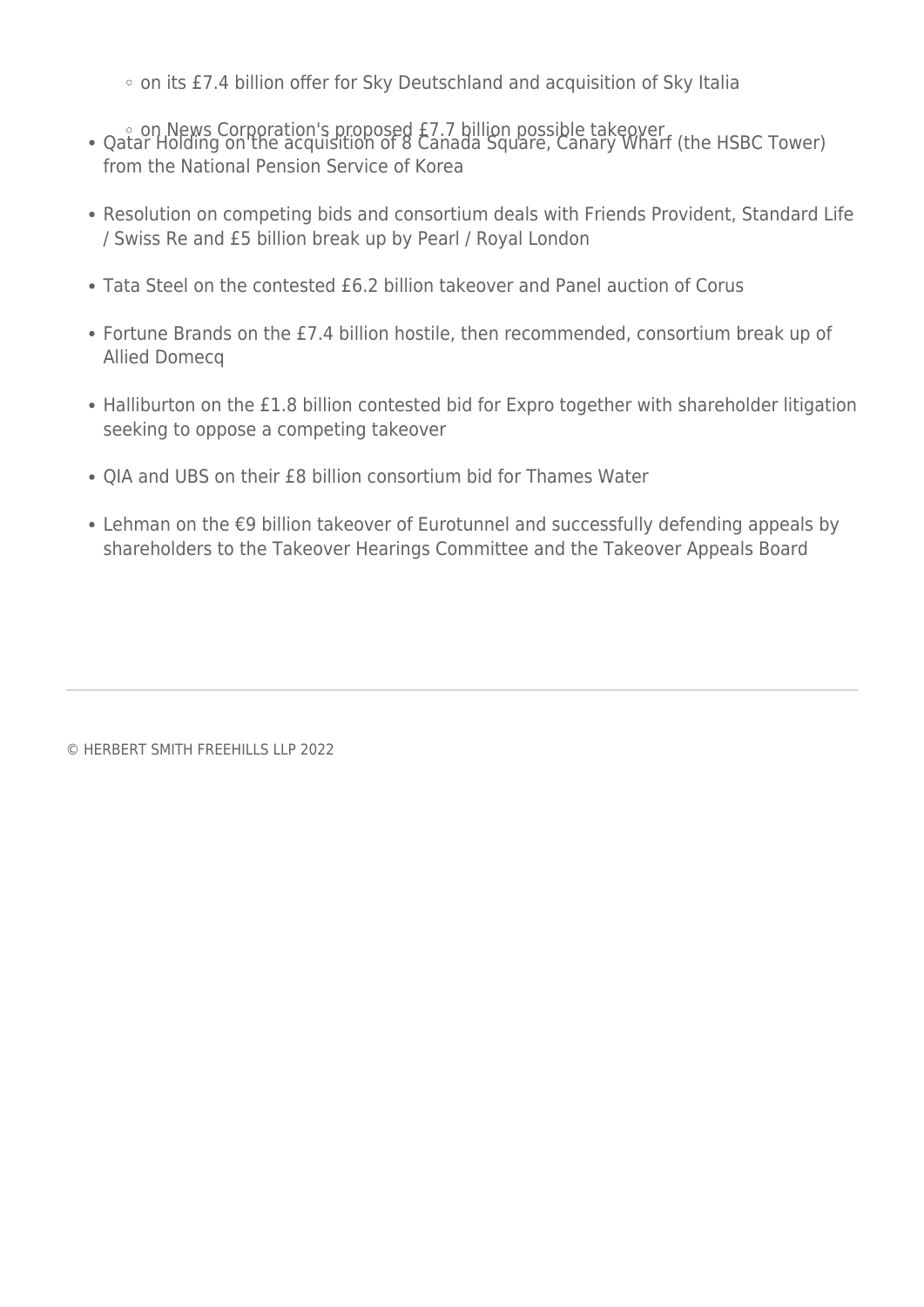- on its £7.4 billion offer for Sky Deutschland and acquisition of Sky Italia
    - on News Corporation's proposed £7.7 billion possible takeover
- Qatar Holding on the acquisition of 8 Canada Square, Canary Wharf (the HSBC Tower) from the National Pension Service of Korea
- Resolution on competing bids and consortium deals with Friends Provident, Standard Life / Swiss Re and £5 billion break up by Pearl / Royal London
- Tata Steel on the contested £6.2 billion takeover and Panel auction of Corus
- Fortune Brands on the £7.4 billion hostile, then recommended, consortium break up of Allied Domecq
- Halliburton on the £1.8 billion contested bid for Expro together with shareholder litigation seeking to oppose a competing takeover
- QIA and UBS on their £8 billion consortium bid for Thames Water
- Lehman on the €9 billion takeover of Eurotunnel and successfully defending appeals by shareholders to the Takeover Hearings Committee and the Takeover Appeals Board

---

© HERBERT SMITH FREEHILLS LLP 2022